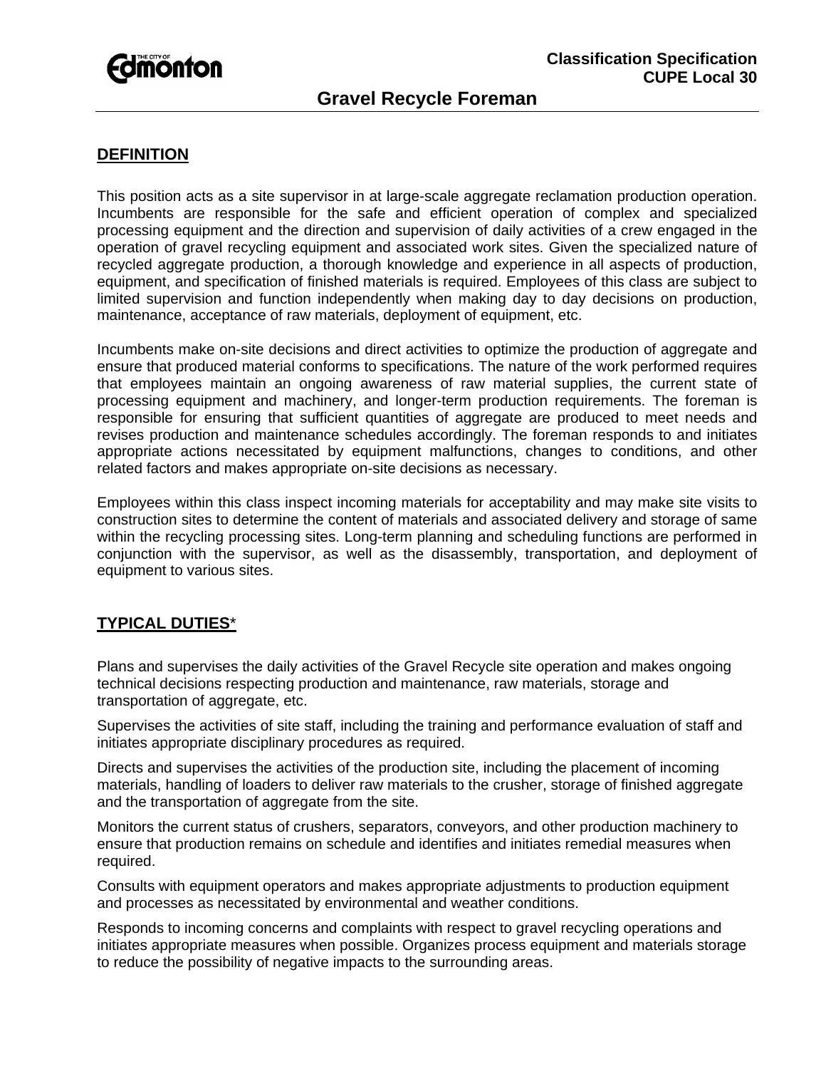**Classification Specification**
**CUPE Local 30**

# Gravel Recycle Foreman

## DEFINITION

This position acts as a site supervisor in at large-scale aggregate reclamation production operation. Incumbents are responsible for the safe and efficient operation of complex and specialized processing equipment and the direction and supervision of daily activities of a crew engaged in the operation of gravel recycling equipment and associated work sites. Given the specialized nature of recycled aggregate production, a thorough knowledge and experience in all aspects of production, equipment, and specification of finished materials is required. Employees of this class are subject to limited supervision and function independently when making day to day decisions on production, maintenance, acceptance of raw materials, deployment of equipment, etc.

Incumbents make on-site decisions and direct activities to optimize the production of aggregate and ensure that produced material conforms to specifications. The nature of the work performed requires that employees maintain an ongoing awareness of raw material supplies, the current state of processing equipment and machinery, and longer-term production requirements. The foreman is responsible for ensuring that sufficient quantities of aggregate are produced to meet needs and revises production and maintenance schedules accordingly. The foreman responds to and initiates appropriate actions necessitated by equipment malfunctions, changes to conditions, and other related factors and makes appropriate on-site decisions as necessary.

Employees within this class inspect incoming materials for acceptability and may make site visits to construction sites to determine the content of materials and associated delivery and storage of same within the recycling processing sites. Long-term planning and scheduling functions are performed in conjunction with the supervisor, as well as the disassembly, transportation, and deployment of equipment to various sites.

## TYPICAL DUTIES*

Plans and supervises the daily activities of the Gravel Recycle site operation and makes ongoing technical decisions respecting production and maintenance, raw materials, storage and transportation of aggregate, etc.

Supervises the activities of site staff, including the training and performance evaluation of staff and initiates appropriate disciplinary procedures as required.

Directs and supervises the activities of the production site, including the placement of incoming materials, handling of loaders to deliver raw materials to the crusher, storage of finished aggregate and the transportation of aggregate from the site.

Monitors the current status of crushers, separators, conveyors, and other production machinery to ensure that production remains on schedule and identifies and initiates remedial measures when required.

Consults with equipment operators and makes appropriate adjustments to production equipment and processes as necessitated by environmental and weather conditions.

Responds to incoming concerns and complaints with respect to gravel recycling operations and initiates appropriate measures when possible. Organizes process equipment and materials storage to reduce the possibility of negative impacts to the surrounding areas.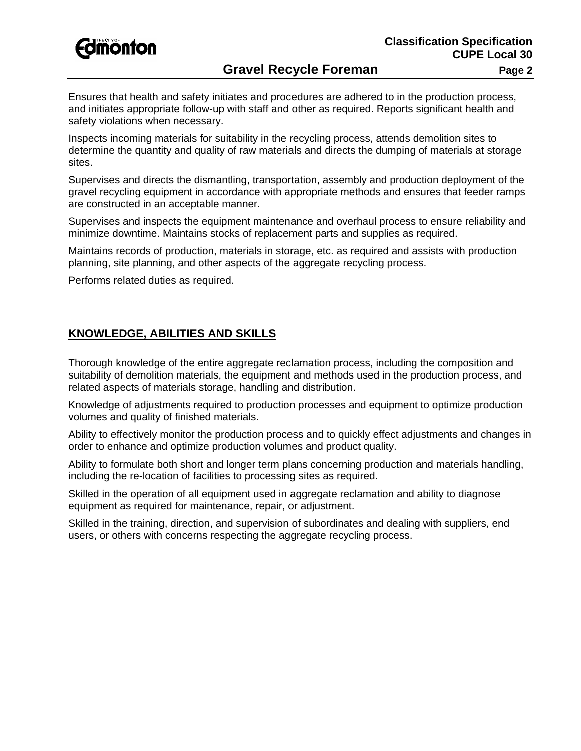Ensures that health and safety initiates and procedures are adhered to in the production process, and initiates appropriate follow-up with staff and other as required. Reports significant health and safety violations when necessary.

Inspects incoming materials for suitability in the recycling process, attends demolition sites to determine the quantity and quality of raw materials and directs the dumping of materials at storage sites.

Supervises and directs the dismantling, transportation, assembly and production deployment of the gravel recycling equipment in accordance with appropriate methods and ensures that feeder ramps are constructed in an acceptable manner.

Supervises and inspects the equipment maintenance and overhaul process to ensure reliability and minimize downtime. Maintains stocks of replacement parts and supplies as required.

Maintains records of production, materials in storage, etc. as required and assists with production planning, site planning, and other aspects of the aggregate recycling process.

Performs related duties as required.

## KNOWLEDGE, ABILITIES AND SKILLS

Thorough knowledge of the entire aggregate reclamation process, including the composition and suitability of demolition materials, the equipment and methods used in the production process, and related aspects of materials storage, handling and distribution.

Knowledge of adjustments required to production processes and equipment to optimize production volumes and quality of finished materials.

Ability to effectively monitor the production process and to quickly effect adjustments and changes in order to enhance and optimize production volumes and product quality.

Ability to formulate both short and longer term plans concerning production and materials handling, including the re-location of facilities to processing sites as required.

Skilled in the operation of all equipment used in aggregate reclamation and ability to diagnose equipment as required for maintenance, repair, or adjustment.

Skilled in the training, direction, and supervision of subordinates and dealing with suppliers, end users, or others with concerns respecting the aggregate recycling process.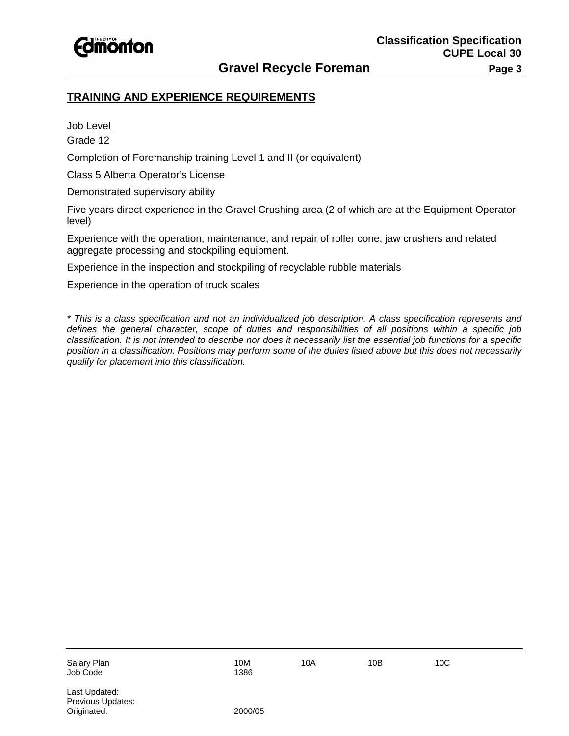## TRAINING AND EXPERIENCE REQUIREMENTS

Job Level

Grade 12

Completion of Foremanship training Level 1 and II (or equivalent)

Class 5 Alberta Operator's License

Demonstrated supervisory ability

Five years direct experience in the Gravel Crushing area (2 of which are at the Equipment Operator level)

Experience with the operation, maintenance, and repair of roller cone, jaw crushers and related aggregate processing and stockpiling equipment.

Experience in the inspection and stockpiling of recyclable rubble materials

Experience in the operation of truck scales

*\* This is a class specification and not an individualized job description. A class specification represents and defines the general character, scope of duties and responsibilities of all positions within a specific job classification. It is not intended to describe nor does it necessarily list the essential job functions for a specific position in a classification. Positions may perform some of the duties listed above but this does not necessarily qualify for placement into this classification.*

| | | | | |
|---|---|---|---|---|
| Salary Plan | 10M | 10A | 10B | 10C |
| Job Code | 1386 | | | |
| | | | | |
| Last Updated: | | | | |
| Previous Updates: | | | | |
| Originated: | 2000/05 | | | |